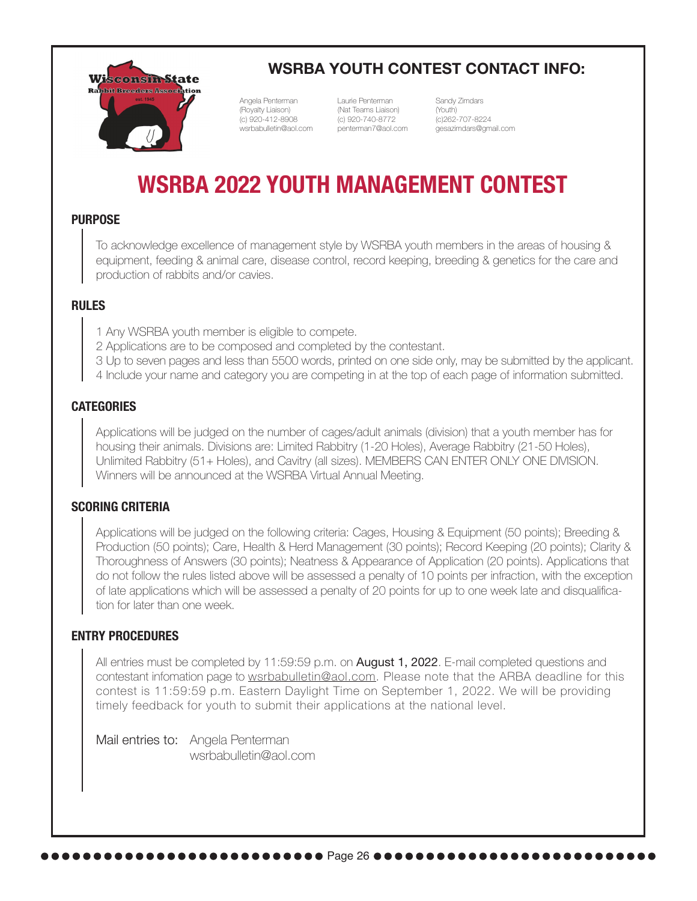## WSRBA YOUTH CONTEST CONTACT INFO:

Angela Penterman
(Royalty Liaison)
(c) 920-412-8908
wsrbabulletin@aol.com

Laurie Penterman
(Nat Teams Liaison)
(c) 920-740-8772
penterman7@aol.com

Sandy Zimdars
(Youth)
(c)262-707-8224
gesazimdars@gmail.com

# WSRBA 2022 YOUTH MANAGEMENT CONTEST

### PURPOSE

To acknowledge excellence of management style by WSRBA youth members in the areas of housing & equipment, feeding & animal care, disease control, record keeping, breeding & genetics for the care and production of rabbits and/or cavies.

### RULES

1 Any WSRBA youth member is eligible to compete.
2 Applications are to be composed and completed by the contestant.
3 Up to seven pages and less than 5500 words, printed on one side only, may be submitted by the applicant.
4 Include your name and category you are competing in at the top of each page of information submitted.

### CATEGORIES

Applications will be judged on the number of cages/adult animals (division) that a youth member has for housing their animals. Divisions are: Limited Rabbitry (1-20 Holes), Average Rabbitry (21-50 Holes), Unlimited Rabbitry (51+ Holes), and Cavitry (all sizes). MEMBERS CAN ENTER ONLY ONE DIVISION. Winners will be announced at the WSRBA Virtual Annual Meeting.

### SCORING CRITERIA

Applications will be judged on the following criteria: Cages, Housing & Equipment (50 points); Breeding & Production (50 points); Care, Health & Herd Management (30 points); Record Keeping (20 points); Clarity & Thoroughness of Answers (30 points); Neatness & Appearance of Application (20 points). Applications that do not follow the rules listed above will be assessed a penalty of 10 points per infraction, with the exception of late applications which will be assessed a penalty of 20 points for up to one week late and disqualification for later than one week.

### ENTRY PROCEDURES

All entries must be completed by 11:59:59 p.m. on **August 1, 2022**. E-mail completed questions and contestant infomation page to wsrbabulletin@aol.com. Please note that the ARBA deadline for this contest is 11:59:59 p.m. Eastern Daylight Time on September 1, 2022. We will be providing timely feedback for youth to submit their applications at the national level.

Mail entries to: Angela Penterman
wsrbabulletin@aol.com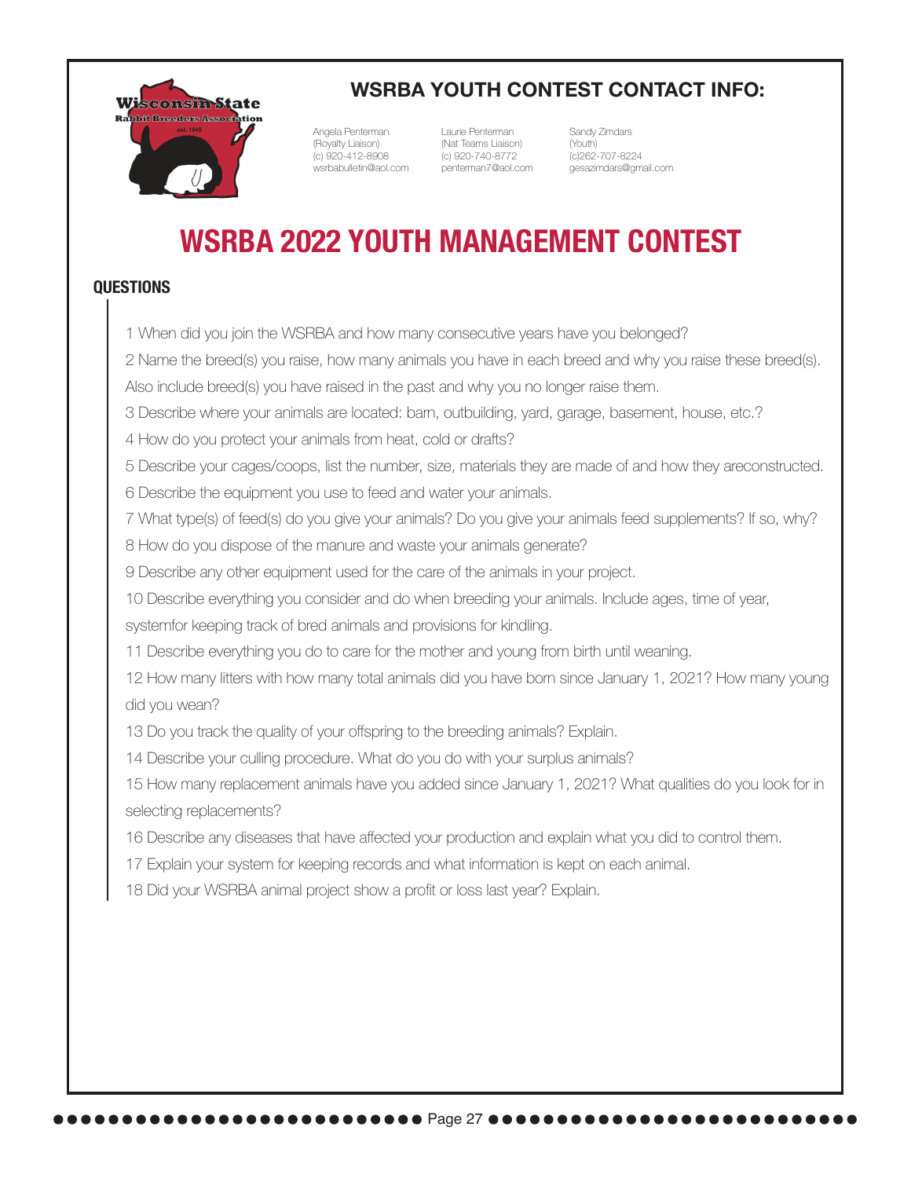## WSRBA YOUTH CONTEST CONTACT INFO:

Angela Penterman
(Royalty Liaison)
(c) 920-412-8908
wsrbabulletin@aol.com

Laurie Penterman
(Nat Teams Liaison)
(c) 920-740-8772
penterman7@aol.com

Sandy Zimdars
(Youth)
(c)262-707-8224
gesazimdars@gmail.com

# WSRBA 2022 YOUTH MANAGEMENT CONTEST

### QUESTIONS

1 When did you join the WSRBA and how many consecutive years have you belonged?

2 Name the breed(s) you raise, how many animals you have in each breed and why you raise these breed(s). Also include breed(s) you have raised in the past and why you no longer raise them.

3 Describe where your animals are located: barn, outbuilding, yard, garage, basement, house, etc.?

4 How do you protect your animals from heat, cold or drafts?

5 Describe your cages/coops, list the number, size, materials they are made of and how they areconstructed.

6 Describe the equipment you use to feed and water your animals.

7 What type(s) of feed(s) do you give your animals? Do you give your animals feed supplements? If so, why?

8 How do you dispose of the manure and waste your animals generate?

9 Describe any other equipment used for the care of the animals in your project.

10 Describe everything you consider and do when breeding your animals. Include ages, time of year, systemfor keeping track of bred animals and provisions for kindling.

11 Describe everything you do to care for the mother and young from birth until weaning.

12 How many litters with how many total animals did you have born since January 1, 2021? How many young did you wean?

13 Do you track the quality of your offspring to the breeding animals? Explain.

14 Describe your culling procedure. What do you do with your surplus animals?

15 How many replacement animals have you added since January 1, 2021? What qualities do you look for in selecting replacements?

16 Describe any diseases that have affected your production and explain what you did to control them.

17 Explain your system for keeping records and what information is kept on each animal.

18 Did your WSRBA animal project show a profit or loss last year? Explain.